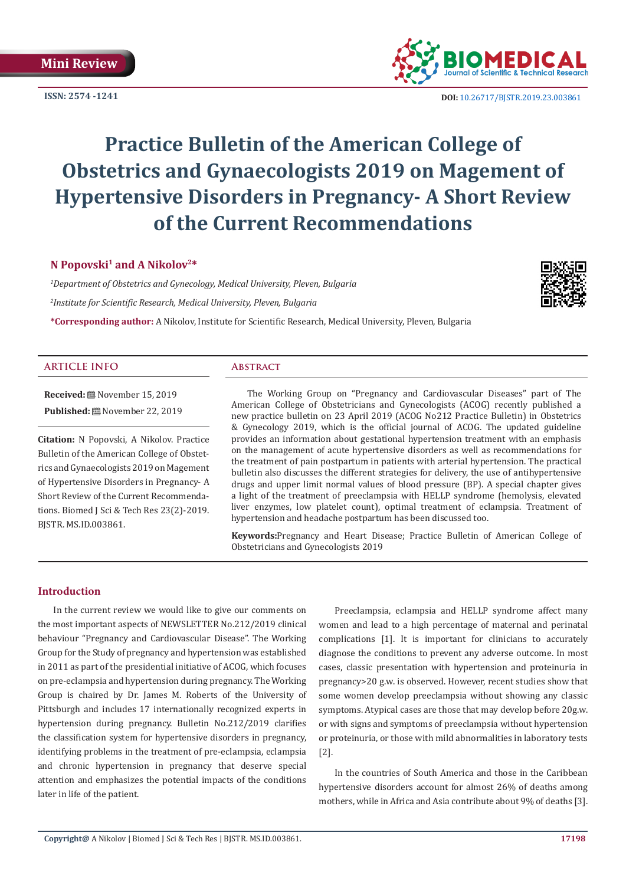Mini Review

ISSN: 2574 -1241

DOI: 10.26717/BJSTR.2019.23.003861

# Practice Bulletin of the American College of Obstetrics and Gynaecologists 2019 on Magement of Hypertensive Disorders in Pregnancy- A Short Review of the Current Recommendations

**N Popovski[1] and A Nikolov[2]***

*[1]Department of Obstetrics and Gynecology, Medical University, Pleven, Bulgaria*

*[2]Institute for Scientific Research, Medical University, Pleven, Bulgaria*

***Corresponding author:** A Nikolov, Institute for Scientific Research, Medical University, Pleven, Bulgaria

## ARTICLE INFO

**Received:** November 15, 2019

**Published:** November 22, 2019

**Citation:** N Popovski, A Nikolov. Practice Bulletin of the American College of Obstetrics and Gynaecologists 2019 on Magement of Hypertensive Disorders in Pregnancy- A Short Review of the Current Recommendations. Biomed J Sci & Tech Res 23(2)-2019. BJSTR. MS.ID.003861.

## Abstract

The Working Group on "Pregnancy and Cardiovascular Diseases" part of The American College of Obstetricians and Gynecologists (ACOG) recently published a new practice bulletin on 23 April 2019 (ACOG No212 Practice Bulletin) in Obstetrics & Gynecology 2019, which is the official journal of ACOG. The updated guideline provides an information about gestational hypertension treatment with an emphasis on the management of acute hypertensive disorders as well as recommendations for the treatment of pain postpartum in patients with arterial hypertension. The practical bulletin also discusses the different strategies for delivery, the use of antihypertensive drugs and upper limit normal values of blood pressure (BP). A special chapter gives a light of the treatment of preeclampsia with HELLP syndrome (hemolysis, elevated liver enzymes, low platelet count), optimal treatment of eclampsia. Treatment of hypertension and headache postpartum has been discussed too.

**Keywords:** Pregnancy and Heart Disease; Practice Bulletin of American College of Obstetricians and Gynecologists 2019

## Introduction

In the current review we would like to give our comments on the most important aspects of NEWSLETTER No.212/2019 clinical behaviour "Pregnancy and Cardiovascular Disease". The Working Group for the Study of pregnancy and hypertension was established in 2011 as part of the presidential initiative of ACOG, which focuses on pre-eclampsia and hypertension during pregnancy. The Working Group is chaired by Dr. James M. Roberts of the University of Pittsburgh and includes 17 internationally recognized experts in hypertension during pregnancy. Bulletin No.212/2019 clarifies the classification system for hypertensive disorders in pregnancy, identifying problems in the treatment of pre-eclampsia, eclampsia and chronic hypertension in pregnancy that deserve special attention and emphasizes the potential impacts of the conditions later in life of the patient.

Preeclampsia, eclampsia and HELLP syndrome affect many women and lead to a high percentage of maternal and perinatal complications [1]. It is important for clinicians to accurately diagnose the conditions to prevent any adverse outcome. In most cases, classic presentation with hypertension and proteinuria in pregnancy>20 g.w. is observed. However, recent studies show that some women develop preeclampsia without showing any classic symptoms. Atypical cases are those that may develop before 20g.w. or with signs and symptoms of preeclampsia without hypertension or proteinuria, or those with mild abnormalities in laboratory tests [2].

In the countries of South America and those in the Caribbean hypertensive disorders account for almost 26% of deaths among mothers, while in Africa and Asia contribute about 9% of deaths [3].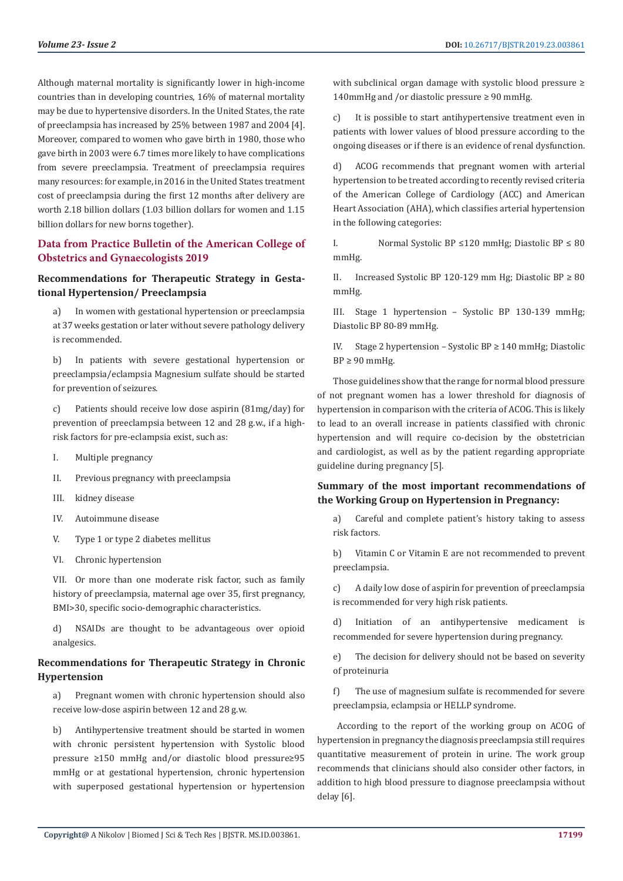Although maternal mortality is significantly lower in high-income countries than in developing countries, 16% of maternal mortality may be due to hypertensive disorders. In the United States, the rate of preeclampsia has increased by 25% between 1987 and 2004 [4]. Moreover, compared to women who gave birth in 1980, those who gave birth in 2003 were 6.7 times more likely to have complications from severe preeclampsia. Treatment of preeclampsia requires many resources: for example, in 2016 in the United States treatment cost of preeclampsia during the first 12 months after delivery are worth 2.18 billion dollars (1.03 billion dollars for women and 1.15 billion dollars for new borns together).

## Data from Practice Bulletin of the American College of Obstetrics and Gynaecologists 2019

### Recommendations for Therapeutic Strategy in Gestational Hypertension/ Preeclampsia

a) In women with gestational hypertension or preeclampsia at 37 weeks gestation or later without severe pathology delivery is recommended.

b) In patients with severe gestational hypertension or preeclampsia/eclampsia Magnesium sulfate should be started for prevention of seizures.

c) Patients should receive low dose aspirin (81mg/day) for prevention of preeclampsia between 12 and 28 g.w., if a high-risk factors for pre-eclampsia exist, such as:

I. Multiple pregnancy

II. Previous pregnancy with preeclampsia

III. kidney disease

IV. Autoimmune disease

V. Type 1 or type 2 diabetes mellitus

VI. Chronic hypertension

VII. Or more than one moderate risk factor, such as family history of preeclampsia, maternal age over 35, first pregnancy, BMI>30, specific socio-demographic characteristics.

d) NSAIDs are thought to be advantageous over opioid analgesics.

### Recommendations for Therapeutic Strategy in Chronic Hypertension

a) Pregnant women with chronic hypertension should also receive low-dose aspirin between 12 and 28 g.w.

b) Antihypertensive treatment should be started in women with chronic persistent hypertension with Systolic blood pressure ≥150 mmHg and/or diastolic blood pressure≥95 mmHg or at gestational hypertension, chronic hypertension with superposed gestational hypertension or hypertension with subclinical organ damage with systolic blood pressure ≥ 140mmHg and /or diastolic pressure ≥ 90 mmHg.

c) It is possible to start antihypertensive treatment even in patients with lower values of blood pressure according to the ongoing diseases or if there is an evidence of renal dysfunction.

d) ACOG recommends that pregnant women with arterial hypertension to be treated according to recently revised criteria of the American College of Cardiology (ACC) and American Heart Association (AHA), which classifies arterial hypertension in the following categories:

I. Normal Systolic BP ≤120 mmHg; Diastolic BP ≤ 80 mmHg.

II. Increased Systolic BP 120-129 mm Hg; Diastolic BP ≥ 80 mmHg.

III. Stage 1 hypertension – Systolic BP 130-139 mmHg; Diastolic BP 80-89 mmHg.

IV. Stage 2 hypertension – Systolic BP ≥ 140 mmHg; Diastolic BP ≥ 90 mmHg.

Those guidelines show that the range for normal blood pressure of not pregnant women has a lower threshold for diagnosis of hypertension in comparison with the criteria of ACOG. This is likely to lead to an overall increase in patients classified with chronic hypertension and will require co-decision by the obstetrician and cardiologist, as well as by the patient regarding appropriate guideline during pregnancy [5].

### Summary of the most important recommendations of the Working Group on Hypertension in Pregnancy:

a) Careful and complete patient's history taking to assess risk factors.

b) Vitamin C or Vitamin E are not recommended to prevent preeclampsia.

c) A daily low dose of aspirin for prevention of preeclampsia is recommended for very high risk patients.

d) Initiation of an antihypertensive medicament is recommended for severe hypertension during pregnancy.

e) The decision for delivery should not be based on severity of proteinuria

f) The use of magnesium sulfate is recommended for severe preeclampsia, eclampsia or HELLP syndrome.

According to the report of the working group on ACOG of hypertension in pregnancy the diagnosis preeclampsia still requires quantitative measurement of protein in urine. The work group recommends that clinicians should also consider other factors, in addition to high blood pressure to diagnose preeclampsia without delay [6].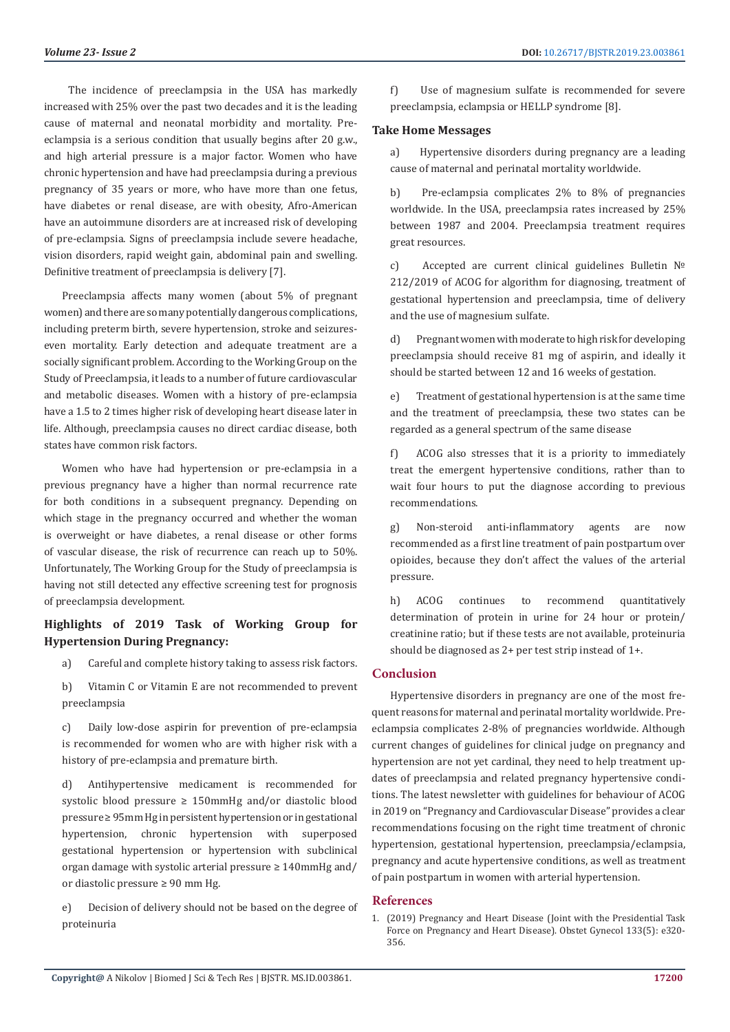The incidence of preeclampsia in the USA has markedly increased with 25% over the past two decades and it is the leading cause of maternal and neonatal morbidity and mortality. Pre-eclampsia is a serious condition that usually begins after 20 g.w., and high arterial pressure is a major factor. Women who have chronic hypertension and have had preeclampsia during a previous pregnancy of 35 years or more, who have more than one fetus, have diabetes or renal disease, are with obesity, Afro-American have an autoimmune disorders are at increased risk of developing of pre-eclampsia. Signs of preeclampsia include severe headache, vision disorders, rapid weight gain, abdominal pain and swelling. Definitive treatment of preeclampsia is delivery [7].

Preeclampsia affects many women (about 5% of pregnant women) and there are so many potentially dangerous complications, including preterm birth, severe hypertension, stroke and seizures- even mortality. Early detection and adequate treatment are a socially significant problem. According to the Working Group on the Study of Preeclampsia, it leads to a number of future cardiovascular and metabolic diseases. Women with a history of pre-eclampsia have a 1.5 to 2 times higher risk of developing heart disease later in life. Although, preeclampsia causes no direct cardiac disease, both states have common risk factors.

Women who have had hypertension or pre-eclampsia in a previous pregnancy have a higher than normal recurrence rate for both conditions in a subsequent pregnancy. Depending on which stage in the pregnancy occurred and whether the woman is overweight or have diabetes, a renal disease or other forms of vascular disease, the risk of recurrence can reach up to 50%. Unfortunately, The Working Group for the Study of preeclampsia is having not still detected any effective screening test for prognosis of preeclampsia development.

## Highlights of 2019 Task of Working Group for Hypertension During Pregnancy:

a) Careful and complete history taking to assess risk factors.

b) Vitamin C or Vitamin E are not recommended to prevent preeclampsia

c) Daily low-dose aspirin for prevention of pre-eclampsia is recommended for women who are with higher risk with a history of pre-eclampsia and premature birth.

d) Antihypertensive medicament is recommended for systolic blood pressure ≥ 150mmHg and/or diastolic blood pressure ≥ 95mm Hg in persistent hypertension or in gestational hypertension, chronic hypertension with superposed gestational hypertension or hypertension with subclinical organ damage with systolic arterial pressure ≥ 140mmHg and/ or diastolic pressure ≥ 90 mm Hg.

e) Decision of delivery should not be based on the degree of proteinuria

f) Use of magnesium sulfate is recommended for severe preeclampsia, eclampsia or HELLP syndrome [8].

## Take Home Messages

a) Hypertensive disorders during pregnancy are a leading cause of maternal and perinatal mortality worldwide.

b) Pre-eclampsia complicates 2% to 8% of pregnancies worldwide. In the USA, preeclampsia rates increased by 25% between 1987 and 2004. Preeclampsia treatment requires great resources.

c) Accepted are current clinical guidelines Bulletin № 212/2019 of ACOG for algorithm for diagnosing, treatment of gestational hypertension and preeclampsia, time of delivery and the use of magnesium sulfate.

d) Pregnant women with moderate to high risk for developing preeclampsia should receive 81 mg of aspirin, and ideally it should be started between 12 and 16 weeks of gestation.

e) Treatment of gestational hypertension is at the same time and the treatment of preeclampsia, these two states can be regarded as a general spectrum of the same disease

f) ACOG also stresses that it is a priority to immediately treat the emergent hypertensive conditions, rather than to wait four hours to put the diagnose according to previous recommendations.

g) Non-steroid anti-inflammatory agents are now recommended as a first line treatment of pain postpartum over opioides, because they don't affect the values of the arterial pressure.

h) ACOG continues to recommend quantitatively determination of protein in urine for 24 hour or protein/ creatinine ratio; but if these tests are not available, proteinuria should be diagnosed as 2+ per test strip instead of 1+.

## Conclusion

Hypertensive disorders in pregnancy are one of the most frequent reasons for maternal and perinatal mortality worldwide. Preeclampsia complicates 2-8% of pregnancies worldwide. Although current changes of guidelines for clinical judge on pregnancy and hypertension are not yet cardinal, they need to help treatment updates of preeclampsia and related pregnancy hypertensive conditions. The latest newsletter with guidelines for behaviour of ACOG in 2019 on "Pregnancy and Cardiovascular Disease" provides a clear recommendations focusing on the right time treatment of chronic hypertension, gestational hypertension, preeclampsia/eclampsia, pregnancy and acute hypertensive conditions, as well as treatment of pain postpartum in women with arterial hypertension.

## References

1. (2019) Pregnancy and Heart Disease (Joint with the Presidential Task Force on Pregnancy and Heart Disease). Obstet Gynecol 133(5): e320-356.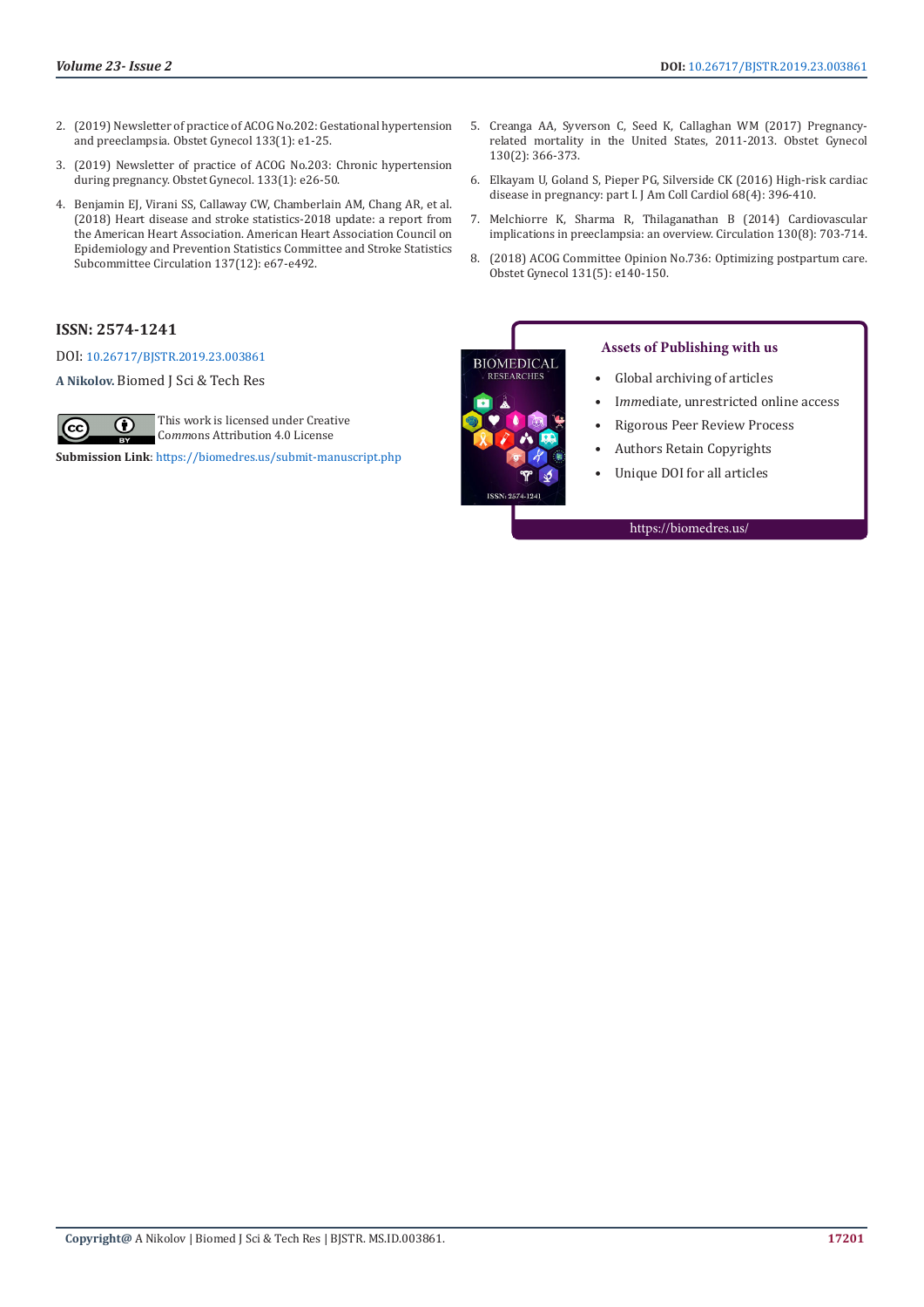2. (2019) Newsletter of practice of ACOG No.202: Gestational hypertension and preeclampsia. Obstet Gynecol 133(1): e1-25.
3. (2019) Newsletter of practice of ACOG No.203: Chronic hypertension during pregnancy. Obstet Gynecol. 133(1): e26-50.
4. Benjamin EJ, Virani SS, Callaway CW, Chamberlain AM, Chang AR, et al. (2018) Heart disease and stroke statistics-2018 update: a report from the American Heart Association. American Heart Association Council on Epidemiology and Prevention Statistics Committee and Stroke Statistics Subcommittee Circulation 137(12): e67-e492.
5. Creanga AA, Syverson C, Seed K, Callaghan WM (2017) Pregnancy-related mortality in the United States, 2011-2013. Obstet Gynecol 130(2): 366-373.
6. Elkayam U, Goland S, Pieper PG, Silverside CK (2016) High-risk cardiac disease in pregnancy: part I. J Am Coll Cardiol 68(4): 396-410.
7. Melchiorre K, Sharma R, Thilaganathan B (2014) Cardiovascular implications in preeclampsia: an overview. Circulation 130(8): 703-714.
8. (2018) ACOG Committee Opinion No.736: Optimizing postpartum care. Obstet Gynecol 131(5): e140-150.

**ISSN: 2574-1241**

DOI: 10.26717/BJSTR.2019.23.003861

**A Nikolov.** Biomed J Sci & Tech Res

This work is licensed under Creative Commons Attribution 4.0 License

**Submission Link**: https://biomedres.us/submit-manuscript.php

### Assets of Publishing with us

- Global archiving of articles
- Immediate, unrestricted online access
- Rigorous Peer Review Process
- Authors Retain Copyrights
- Unique DOI for all articles

https://biomedres.us/